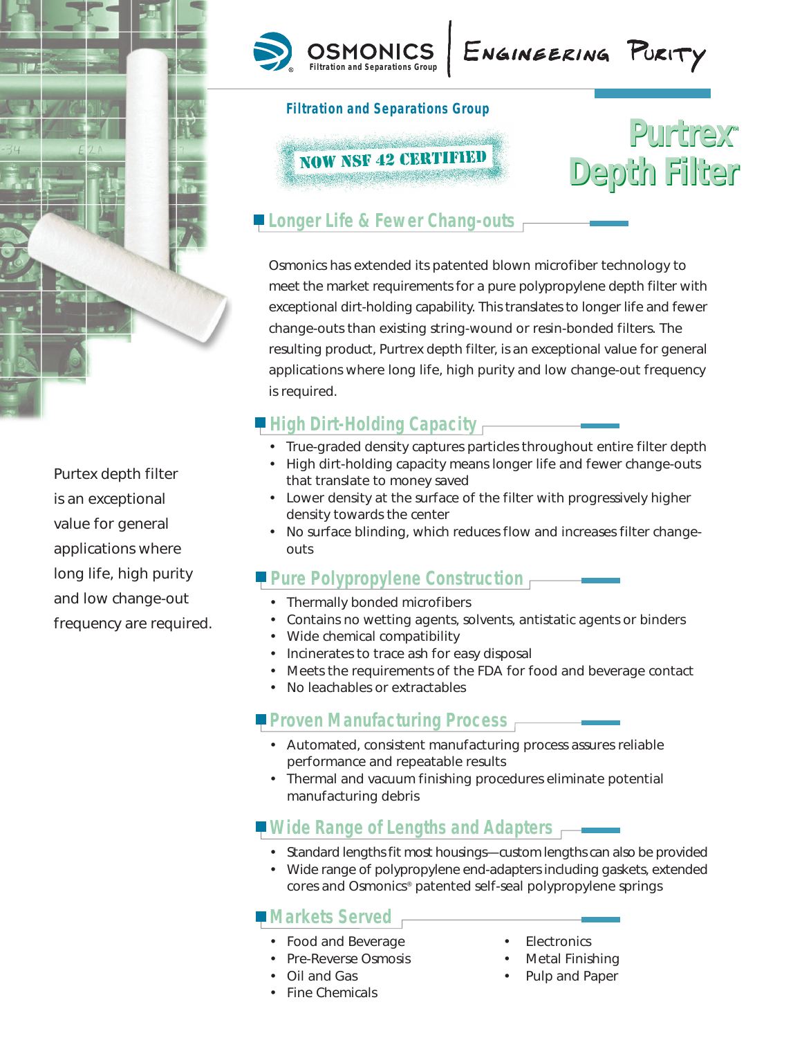OSMONICS
Filtration and Separations Group

ENGINEERING PURITY

**Filtration and Separations Group**

NOW NSF 42 CERTIFIED

# Purtrex™ Depth Filter

## Longer Life & Fewer Chang-outs

Osmonics has extended its patented blown microfiber technology to meet the market requirements for a pure polypropylene depth filter with exceptional dirt-holding capability. This translates to longer life and fewer change-outs than existing string-wound or resin-bonded filters. The resulting product, Purtrex depth filter, is an exceptional value for general applications where long life, high purity and low change-out frequency is required.

Purtex depth filter is an exceptional value for general applications where long life, high purity and low change-out frequency are required.

## High Dirt-Holding Capacity

- True-graded density captures particles throughout entire filter depth
- High dirt-holding capacity means longer life and fewer change-outs that translate to money saved
- Lower density at the surface of the filter with progressively higher density towards the center
- No surface blinding, which reduces flow and increases filter change-outs

## Pure Polypropylene Construction

- Thermally bonded microfibers
- Contains no wetting agents, solvents, antistatic agents or binders
- Wide chemical compatibility
- Incinerates to trace ash for easy disposal
- Meets the requirements of the FDA for food and beverage contact
- No leachables or extractables

## Proven Manufacturing Process

- Automated, consistent manufacturing process assures reliable performance and repeatable results
- Thermal and vacuum finishing procedures eliminate potential manufacturing debris

## Wide Range of Lengths and Adapters

- Standard lengths fit most housings—custom lengths can also be provided
- Wide range of polypropylene end-adapters including gaskets, extended cores and Osmonics® patented self-seal polypropylene springs

## Markets Served

- Food and Beverage
- Pre-Reverse Osmosis
- Oil and Gas
- Fine Chemicals
- Electronics
- Metal Finishing
- Pulp and Paper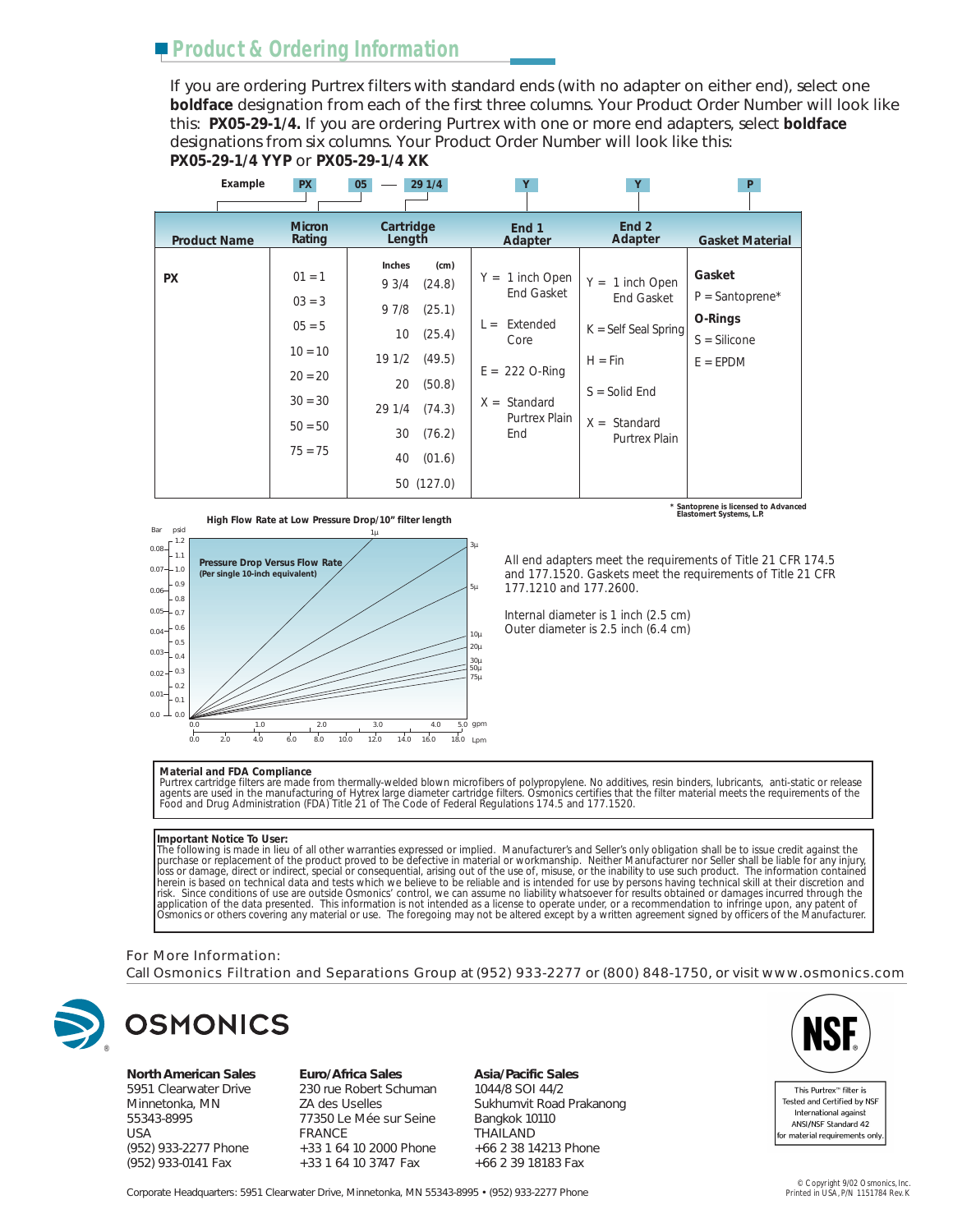## Product & Ordering Information

If you are ordering Purtrex filters with standard ends (with no adapter on either end), select one **boldface** designation from each of the first three columns. Your Product Order Number will look like this: **PX05-29-1/4.** If you are ordering Purtrex with one or more end adapters, select **boldface** designations from six columns. Your Product Order Number will look like this: **PX05-29-1/4 YYP** or **PX05-29-1/4 XK**

Example: PX | 05 — 29 1/4 | Y | Y | P

| Product Name | Micron Rating | Cartridge Length | End 1 Adapter | End 2 Adapter | Gasket Material |
|---|---|---|---|---|---|
| **PX** | 01 = 1 | Inches (cm) | Y = 1 inch Open End Gasket | Y = 1 inch Open End Gasket | **Gasket** |
| | 03 = 3 | 9 3/4 (24.8) | L = Extended Core | K = Self Seal Spring | P = Santoprene* |
| | 05 = 5 | 9 7/8 (25.1) | E = 222 O-Ring | H = Fin | **O-Rings** |
| | 10 = 10 | 10 (25.4) | X = Standard Purtrex Plain End | S = Solid End | S = Silicone |
| | 20 = 20 | 19 1/2 (49.5) | | X = Standard Purtrex Plain | E = EPDM |
| | 30 = 30 | 20 (50.8) | | | |
| | 50 = 50 | 29 1/4 (74.3) | | | |
| | 75 = 75 | 30 (76.2) | | | |
| | | 40 (01.6) | | | |
| | | 50 (127.0) | | | |

\* Santoprene is licensed to Advanced Elastomert Systems, L.P.

High Flow Rate at Low Pressure Drop/10" filter length

Pressure Drop Versus Flow Rate
(Per single 10-inch equivalent)

Bar: 0.0, 0.01, 0.02, 0.03, 0.04, 0.05, 0.06, 0.07, 0.08
psid: 0.0, 0.1, 0.2, 0.3, 0.4, 0.5, 0.6, 0.7, 0.8, 0.9, 1.0, 1.1, 1.2
gpm: 0.0, 1.0, 2.0, 3.0, 4.0, 5.0
Lpm: 0.0, 2.0, 4.0, 6.0, 8.0, 10.0, 12.0, 14.0, 16.0, 18.0
1µ, 3µ, 5µ, 10µ, 20µ, 30µ, 50µ, 75µ

All end adapters meet the requirements of Title 21 CFR 174.5 and 177.1520. Gaskets meet the requirements of Title 21 CFR 177.1210 and 177.2600.

Internal diameter is 1 inch (2.5 cm)
Outer diameter is 2.5 inch (6.4 cm)

**Material and FDA Compliance**
Purtrex cartridge filters are made from thermally-welded blown microfibers of polypropylene. No additives, resin binders, lubricants, anti-static or release agents are used in the manufacturing of Hytrex large diameter cartridge filters. Osmonics certifies that the filter material meets the requirements of the Food and Drug Administration (FDA) Title 21 of The Code of Federal Regulations 174.5 and 177.1520.

**Important Notice To User:**
The following is made in lieu of all other warranties expressed or implied. Manufacturer's and Seller's only obligation shall be to issue credit against the purchase or replacement of the product proved to be defective in material or workmanship. Neither Manufacturer nor Seller shall be liable for any injury, loss or damage, direct or indirect, special or consequential, arising out of the use of, misuse, or the inability to use such product. The information contained herein is based on technical data and tests which we believe to be reliable and is intended for use by persons having technical skill at their discretion and risk. Since conditions of use are outside Osmonics' control, we can assume no liability whatsoever for results obtained or damages incurred through the application of the data presented. This information is not intended as a license to operate under, or a recommendation to infringe upon, any patent of Osmonics or others covering any material or use. The foregoing may not be altered except by a written agreement signed by officers of the Manufacturer.

For More Information:
Call Osmonics Filtration and Separations Group at (952) 933-2277 or (800) 848-1750, or visit www.osmonics.com

OSMONICS

**North American Sales**
5951 Clearwater Drive
Minnetonka, MN
55343-8995
USA
(952) 933-2277 Phone
(952) 933-0141 Fax

**Euro/Africa Sales**
230 rue Robert Schuman
ZA des Uselles
77350 Le Mée sur Seine
FRANCE
+33 1 64 10 2000 Phone
+33 1 64 10 3747 Fax

**Asia/Pacific Sales**
1044/8 SOI 44/2
Sukhumvit Road Prakanong
Bangkok 10110
THAILAND
+66 2 38 14213 Phone
+66 2 39 18183 Fax

NSF

This Purtrex™ filter is Tested and Certified by NSF International against ANSI/NSF Standard 42 for material requirements only.

Corporate Headquarters: 5951 Clearwater Drive, Minnetonka, MN 55343-8995 • (952) 933-2277 Phone

© Copyright 9/02 Osmonics, Inc.
Printed in USA, P/N 1151784 Rev. K